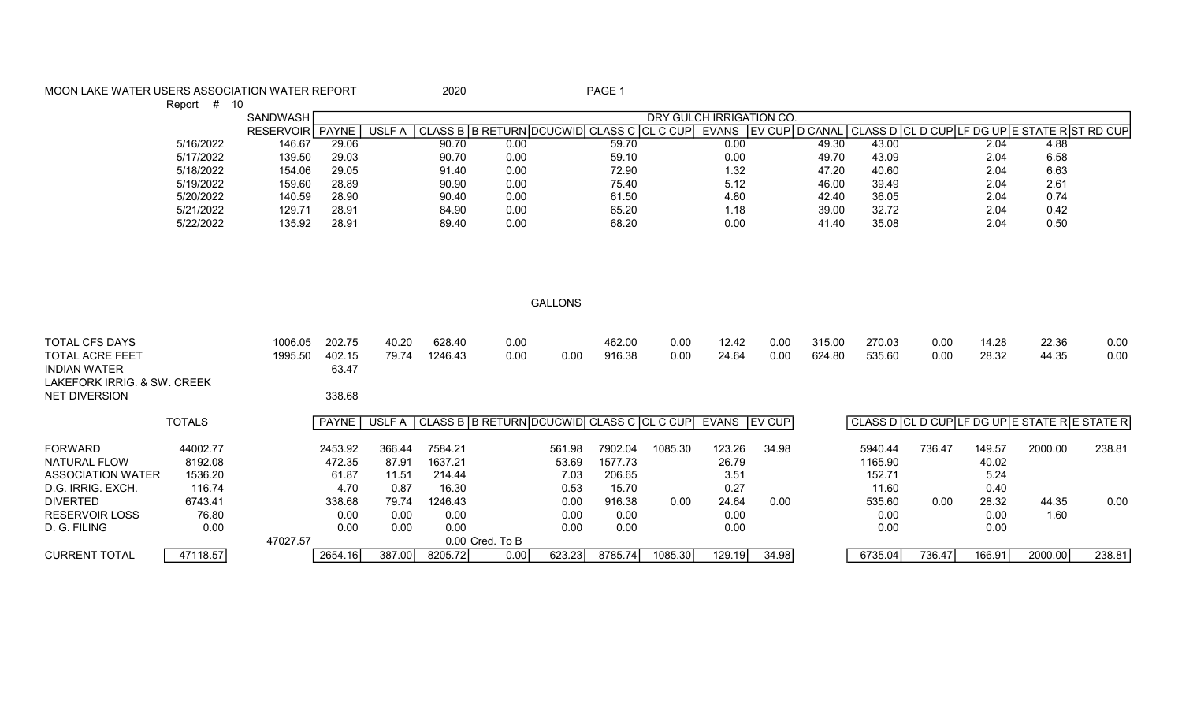MOON LAKE WATER USERS ASSOCIATION WATER REPORT 2020

Report # 10

| | SANDWASH RESERVOIR | PAYNE | USLF A | CLASS B | B RETURN | DCUCWID | CLASS C | CL C CUP | EVANS | EV CUP | D CANAL | CLASS D | CL D CUP | LF DG UP | E STATE R | ST RD CUP |
|---|---|---|---|---|---|---|---|---|---|---|---|---|---|---|---|---|
| | | DRY GULCH IRRIGATION CO. | | | | | | | | | | | | | | |
| 5/16/2022 | 146.67 | 29.06 | | 90.70 | 0.00 | | 59.70 | | 0.00 | | 49.30 | 43.00 | | 2.04 | 4.88 | |
| 5/17/2022 | 139.50 | 29.03 | | 90.70 | 0.00 | | 59.10 | | 0.00 | | 49.70 | 43.09 | | 2.04 | 6.58 | |
| 5/18/2022 | 154.06 | 29.05 | | 91.40 | 0.00 | | 72.90 | | 1.32 | | 47.20 | 40.60 | | 2.04 | 6.63 | |
| 5/19/2022 | 159.60 | 28.89 | | 90.90 | 0.00 | | 75.40 | | 5.12 | | 46.00 | 39.49 | | 2.04 | 2.61 | |
| 5/20/2022 | 140.59 | 28.90 | | 90.40 | 0.00 | | 61.50 | | 4.80 | | 42.40 | 36.05 | | 2.04 | 0.74 | |
| 5/21/2022 | 129.71 | 28.91 | | 84.90 | 0.00 | | 65.20 | | 1.18 | | 39.00 | 32.72 | | 2.04 | 0.42 | |
| 5/22/2022 | 135.92 | 28.91 | | 89.40 | 0.00 | | 68.20 | | 0.00 | | 41.40 | 35.08 | | 2.04 | 0.50 | |

GALLONS

| | SANDWASH RESERVOIR | PAYNE | USLF A | CLASS B | B RETURN | DCUCWID | CLASS C | CL C CUP | EVANS | EV CUP | D CANAL | CLASS D | CL D CUP | LF DG UP | E STATE R | ST RD CUP |
|---|---|---|---|---|---|---|---|---|---|---|---|---|---|---|---|---|
| TOTAL CFS DAYS | 1006.05 | 202.75 | 40.20 | 628.40 | 0.00 | | 462.00 | 0.00 | 12.42 | 0.00 | 315.00 | 270.03 | 0.00 | 14.28 | 22.36 | 0.00 |
| TOTAL ACRE FEET | 1995.50 | 402.15 | 79.74 | 1246.43 | 0.00 | 0.00 | 916.38 | 0.00 | 24.64 | 0.00 | 624.80 | 535.60 | 0.00 | 28.32 | 44.35 | 0.00 |
| INDIAN WATER | | 63.47 | | | | | | | | | | | | | | |
| LAKEFORK IRRIG. & SW. CREEK | | | | | | | | | | | | | | | | |
| NET DIVERSION | | 338.68 | | | | | | | | | | | | | | |

| TOTALS | | | PAYNE | USLF A | CLASS B | B RETURN | DCUCWID | CLASS C | CL C CUP | EVANS | EV CUP | | CLASS D | CL D CUP | LF DG UP | E STATE R | E STATE R |
|---|---|---|---|---|---|---|---|---|---|---|---|---|---|---|---|---|---|
| FORWARD | 44002.77 | | 2453.92 | 366.44 | 7584.21 | | 561.98 | 7902.04 | 1085.30 | 123.26 | 34.98 | | 5940.44 | 736.47 | 149.57 | 2000.00 | 238.81 |
| NATURAL FLOW | 8192.08 | | 472.35 | 87.91 | 1637.21 | | 53.69 | 1577.73 | | 26.79 | | | 1165.90 | | 40.02 | | |
| ASSOCIATION WATER | 1536.20 | | 61.87 | 11.51 | 214.44 | | 7.03 | 206.65 | | 3.51 | | | 152.71 | | 5.24 | | |
| D.G. IRRIG. EXCH. | 116.74 | | 4.70 | 0.87 | 16.30 | | 0.53 | 15.70 | | 0.27 | | | 11.60 | | 0.40 | | |
| DIVERTED | 6743.41 | | 338.68 | 79.74 | 1246.43 | | 0.00 | 916.38 | 0.00 | 24.64 | 0.00 | | 535.60 | 0.00 | 28.32 | 44.35 | 0.00 |
| RESERVOIR LOSS | 76.80 | | 0.00 | 0.00 | 0.00 | | 0.00 | 0.00 | | 0.00 | | | 0.00 | | 0.00 | 1.60 | |
| D. G. FILING | 0.00 | | 0.00 | 0.00 | 0.00 | | 0.00 | 0.00 | | 0.00 | | | 0.00 | | 0.00 | | |
| | | 47027.57 | | | | 0.00 Cred. To B | | | | | | | | | | | |
| CURRENT TOTAL | 47118.57 | | 2654.16 | 387.00 | 8205.72 | 0.00 | 623.23 | 8785.74 | 1085.30 | 129.19 | 34.98 | | 6735.04 | 736.47 | 166.91 | 2000.00 | 238.81 |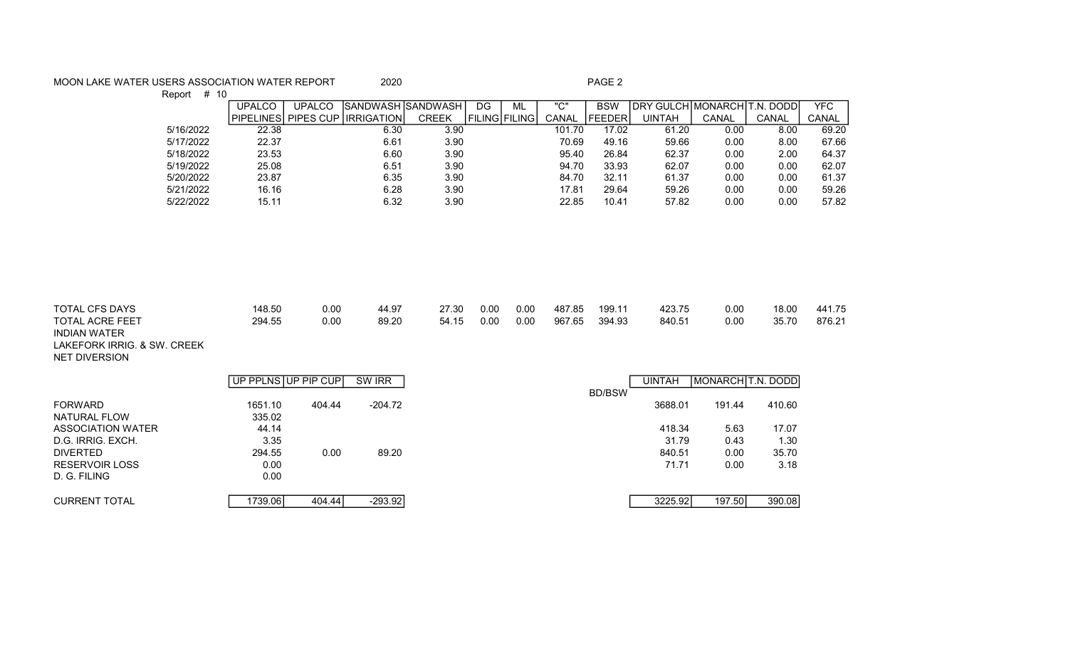MOON LAKE WATER USERS ASSOCIATION WATER REPORT 2020

Report # 10

PAGE 2

| | UPALCO PIPELINES | UPALCO PIPES CUP | SANDWASH IRRIGATION | SANDWASH CREEK | DG FILING | ML FILING | "C" CANAL | BSW FEEDER | DRY GULCH UINTAH | MONARCH CANAL | T.N. DODD CANAL | YFC CANAL |
|---|---|---|---|---|---|---|---|---|---|---|---|---|
| 5/16/2022 | 22.38 | | 6.30 | 3.90 | | | 101.70 | 17.02 | 61.20 | 0.00 | 8.00 | 69.20 |
| 5/17/2022 | 22.37 | | 6.61 | 3.90 | | | 70.69 | 49.16 | 59.66 | 0.00 | 8.00 | 67.66 |
| 5/18/2022 | 23.53 | | 6.60 | 3.90 | | | 95.40 | 26.84 | 62.37 | 0.00 | 2.00 | 64.37 |
| 5/19/2022 | 25.08 | | 6.51 | 3.90 | | | 94.70 | 33.93 | 62.07 | 0.00 | 0.00 | 62.07 |
| 5/20/2022 | 23.87 | | 6.35 | 3.90 | | | 84.70 | 32.11 | 61.37 | 0.00 | 0.00 | 61.37 |
| 5/21/2022 | 16.16 | | 6.28 | 3.90 | | | 17.81 | 29.64 | 59.26 | 0.00 | 0.00 | 59.26 |
| 5/22/2022 | 15.11 | | 6.32 | 3.90 | | | 22.85 | 10.41 | 57.82 | 0.00 | 0.00 | 57.82 |
| TOTAL CFS DAYS | 148.50 | 0.00 | 44.97 | 27.30 | 0.00 | 0.00 | 487.85 | 199.11 | 423.75 | 0.00 | 18.00 | 441.75 |
| TOTAL ACRE FEET | 294.55 | 0.00 | 89.20 | 54.15 | 0.00 | 0.00 | 967.65 | 394.93 | 840.51 | 0.00 | 35.70 | 876.21 |
| INDIAN WATER | | | | | | | | | | | | |
| LAKEFORK IRRIG. & SW. CREEK | | | | | | | | | | | | |
| NET DIVERSION | | | | | | | | | | | | |

| | UP PPLNS | UP PIP CUP | SW IRR | BD/BSW | UINTAH | MONARCH | T.N. DODD |
|---|---|---|---|---|---|---|---|
| FORWARD | 1651.10 | 404.44 | -204.72 | | 3688.01 | 191.44 | 410.60 |
| NATURAL FLOW | 335.02 | | | | | | |
| ASSOCIATION WATER | 44.14 | | | | 418.34 | 5.63 | 17.07 |
| D.G. IRRIG. EXCH. | 3.35 | | | | 31.79 | 0.43 | 1.30 |
| DIVERTED | 294.55 | 0.00 | 89.20 | | 840.51 | 0.00 | 35.70 |
| RESERVOIR LOSS | 0.00 | | | | 71.71 | 0.00 | 3.18 |
| D. G. FILING | 0.00 | | | | | | |
| CURRENT TOTAL | 1739.06 | 404.44 | -293.92 | | 3225.92 | 197.50 | 390.08 |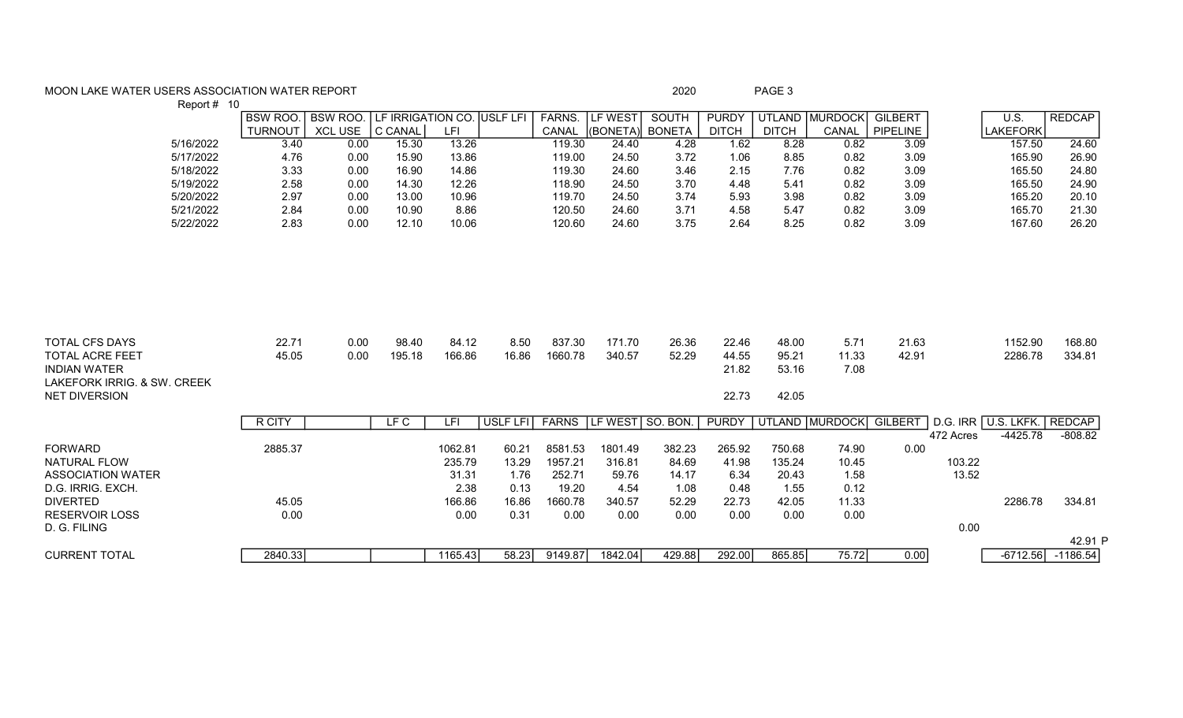MOON LAKE WATER USERS ASSOCIATION WATER REPORT — 2020

Report # 10

| | BSW ROO. TURNOUT | BSW ROO. XCL USE | LF IRRIGATION CO. C CANAL | LFI | USLF LFI | FARNS. CANAL | LF WEST (BONETA) | SOUTH BONETA | PURDY DITCH | UTLAND DITCH | MURDOCK CANAL | GILBERT PIPELINE | | U.S. LAKEFORK | REDCAP |
|---|---|---|---|---|---|---|---|---|---|---|---|---|---|---|---|
| 5/16/2022 | 3.40 | 0.00 | 15.30 | 13.26 | | 119.30 | 24.40 | 4.28 | 1.62 | 8.28 | 0.82 | 3.09 | | 157.50 | 24.60 |
| 5/17/2022 | 4.76 | 0.00 | 15.90 | 13.86 | | 119.00 | 24.50 | 3.72 | 1.06 | 8.85 | 0.82 | 3.09 | | 165.90 | 26.90 |
| 5/18/2022 | 3.33 | 0.00 | 16.90 | 14.86 | | 119.30 | 24.60 | 3.46 | 2.15 | 7.76 | 0.82 | 3.09 | | 165.50 | 24.80 |
| 5/19/2022 | 2.58 | 0.00 | 14.30 | 12.26 | | 118.90 | 24.50 | 3.70 | 4.48 | 5.41 | 0.82 | 3.09 | | 165.50 | 24.90 |
| 5/20/2022 | 2.97 | 0.00 | 13.00 | 10.96 | | 119.70 | 24.50 | 3.74 | 5.93 | 3.98 | 0.82 | 3.09 | | 165.20 | 20.10 |
| 5/21/2022 | 2.84 | 0.00 | 10.90 | 8.86 | | 120.50 | 24.60 | 3.71 | 4.58 | 5.47 | 0.82 | 3.09 | | 165.70 | 21.30 |
| 5/22/2022 | 2.83 | 0.00 | 12.10 | 10.06 | | 120.60 | 24.60 | 3.75 | 2.64 | 8.25 | 0.82 | 3.09 | | 167.60 | 26.20 |
| TOTAL CFS DAYS | 22.71 | 0.00 | 98.40 | 84.12 | 8.50 | 837.30 | 171.70 | 26.36 | 22.46 | 48.00 | 5.71 | 21.63 | | 1152.90 | 168.80 |
| TOTAL ACRE FEET | 45.05 | 0.00 | 195.18 | 166.86 | 16.86 | 1660.78 | 340.57 | 52.29 | 44.55 | 95.21 | 11.33 | 42.91 | | 2286.78 | 334.81 |
| INDIAN WATER | | | | | | | | | 21.82 | 53.16 | 7.08 | | | | |
| LAKEFORK IRRIG. & SW. CREEK NET DIVERSION | | | | | | | | | 22.73 | 42.05 | | | | | |

| | R CITY | | LF C | LFI | USLF LFI | FARNS | LF WEST | SO. BON. | PURDY | UTLAND | MURDOCK | GILBERT | D.G. IRR | U.S. LKFK. | REDCAP |
|---|---|---|---|---|---|---|---|---|---|---|---|---|---|---|---|
| | | | | | | | | | | | | | 472 Acres | -4425.78 | -808.82 |
| FORWARD | 2885.37 | | | 1062.81 | 60.21 | 8581.53 | 1801.49 | 382.23 | 265.92 | 750.68 | 74.90 | 0.00 | | | |
| NATURAL FLOW | | | | 235.79 | 13.29 | 1957.21 | 316.81 | 84.69 | 41.98 | 135.24 | 10.45 | | 103.22 | | |
| ASSOCIATION WATER | | | | 31.31 | 1.76 | 252.71 | 59.76 | 14.17 | 6.34 | 20.43 | 1.58 | | 13.52 | | |
| D.G. IRRIG. EXCH. | | | | 2.38 | 0.13 | 19.20 | 4.54 | 1.08 | 0.48 | 1.55 | 0.12 | | | | |
| DIVERTED | 45.05 | | | 166.86 | 16.86 | 1660.78 | 340.57 | 52.29 | 22.73 | 42.05 | 11.33 | | | 2286.78 | 334.81 |
| RESERVOIR LOSS | 0.00 | | | 0.00 | 0.31 | 0.00 | 0.00 | 0.00 | 0.00 | 0.00 | 0.00 | | | | |
| D. G. FILING | | | | | | | | | | | | | 0.00 | | |
| | | | | | | | | | | | | | | | 42.91 P |
| CURRENT TOTAL | 2840.33 | | | 1165.43 | 58.23 | 9149.87 | 1842.04 | 429.88 | 292.00 | 865.85 | 75.72 | 0.00 | | -6712.56 | -1186.54 |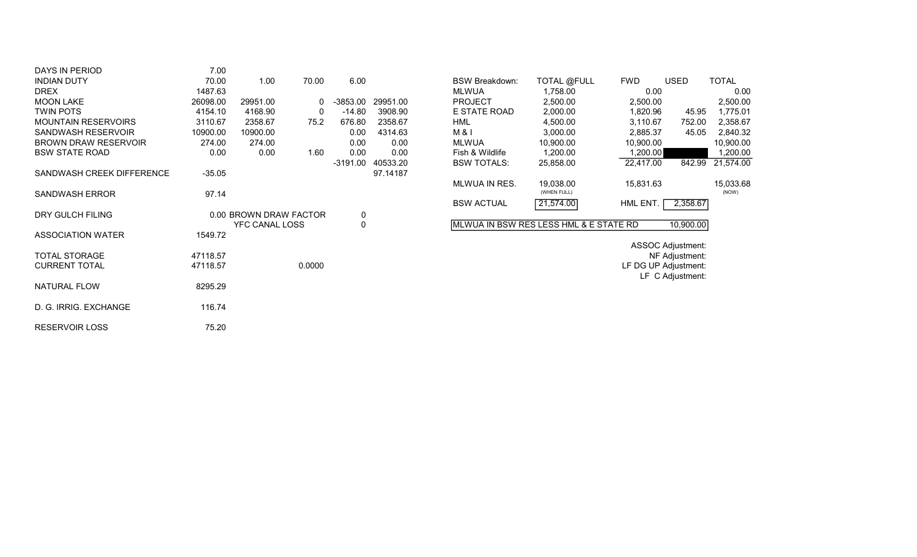| | | | | | |
|---|---|---|---|---|---|
| DAYS IN PERIOD | 7.00 | | | | |
| INDIAN DUTY | 70.00 | 1.00 | 70.00 | 6.00 | |
| DREX | 1487.63 | | | | |
| MOON LAKE | 26098.00 | 29951.00 | 0 | -3853.00 | 29951.00 |
| TWIN POTS | 4154.10 | 4168.90 | 0 | -14.80 | 3908.90 |
| MOUNTAIN RESERVOIRS | 3110.67 | 2358.67 | 75.2 | 676.80 | 2358.67 |
| SANDWASH RESERVOIR | 10900.00 | 10900.00 | | 0.00 | 4314.63 |
| BROWN DRAW RESERVOIR | 274.00 | 274.00 | | 0.00 | 0.00 |
| BSW STATE ROAD | 0.00 | 0.00 | 1.60 | 0.00 | 0.00 |
| | | | | -3191.00 | 40533.20 |
| SANDWASH CREEK DIFFERENCE | -35.05 | | | | 97.14187 |
| SANDWASH ERROR | 97.14 | | | | |
| DRY GULCH FILING | 0.00 | BROWN DRAW FACTOR | | 0 | |
| | | YFC CANAL LOSS | | 0 | |
| ASSOCIATION WATER | 1549.72 | | | | |
| TOTAL STORAGE | 47118.57 | | | | |
| CURRENT TOTAL | 47118.57 | | 0.0000 | | |
| NATURAL FLOW | 8295.29 | | | | |
| D. G. IRRIG. EXCHANGE | 116.74 | | | | |
| RESERVOIR LOSS | 75.20 | | | | |

| BSW Breakdown: | TOTAL @FULL | FWD | USED | TOTAL |
|---|---|---|---|---|
| MLWUA | 1,758.00 | 0.00 | | 0.00 |
| PROJECT | 2,500.00 | 2,500.00 | | 2,500.00 |
| E STATE ROAD | 2,000.00 | 1,820.96 | 45.95 | 1,775.01 |
| HML | 4,500.00 | 3,110.67 | 752.00 | 2,358.67 |
| M & I | 3,000.00 | 2,885.37 | 45.05 | 2,840.32 |
| MLWUA | 10,900.00 | 10,900.00 | | 10,900.00 |
| Fish & Wildlife | 1,200.00 | 1,200.00 | | 1,200.00 |
| BSW TOTALS: | 25,858.00 | 22,417.00 | 842.99 | 21,574.00 |
| MLWUA IN RES. | 19,038.00 (WHEN FULL) | 15,831.63 | | 15,033.68 (NOW) |
| BSW ACTUAL | 21,574.00 | HML ENT. | 2,358.67 | |

| | |
|---|---|
| MLWUA IN BSW RES LESS HML & E STATE RD | 10,900.00 |

ASSOC Adjustment:

NF Adjustment:

LF DG UP Adjustment:

LF C Adjustment: